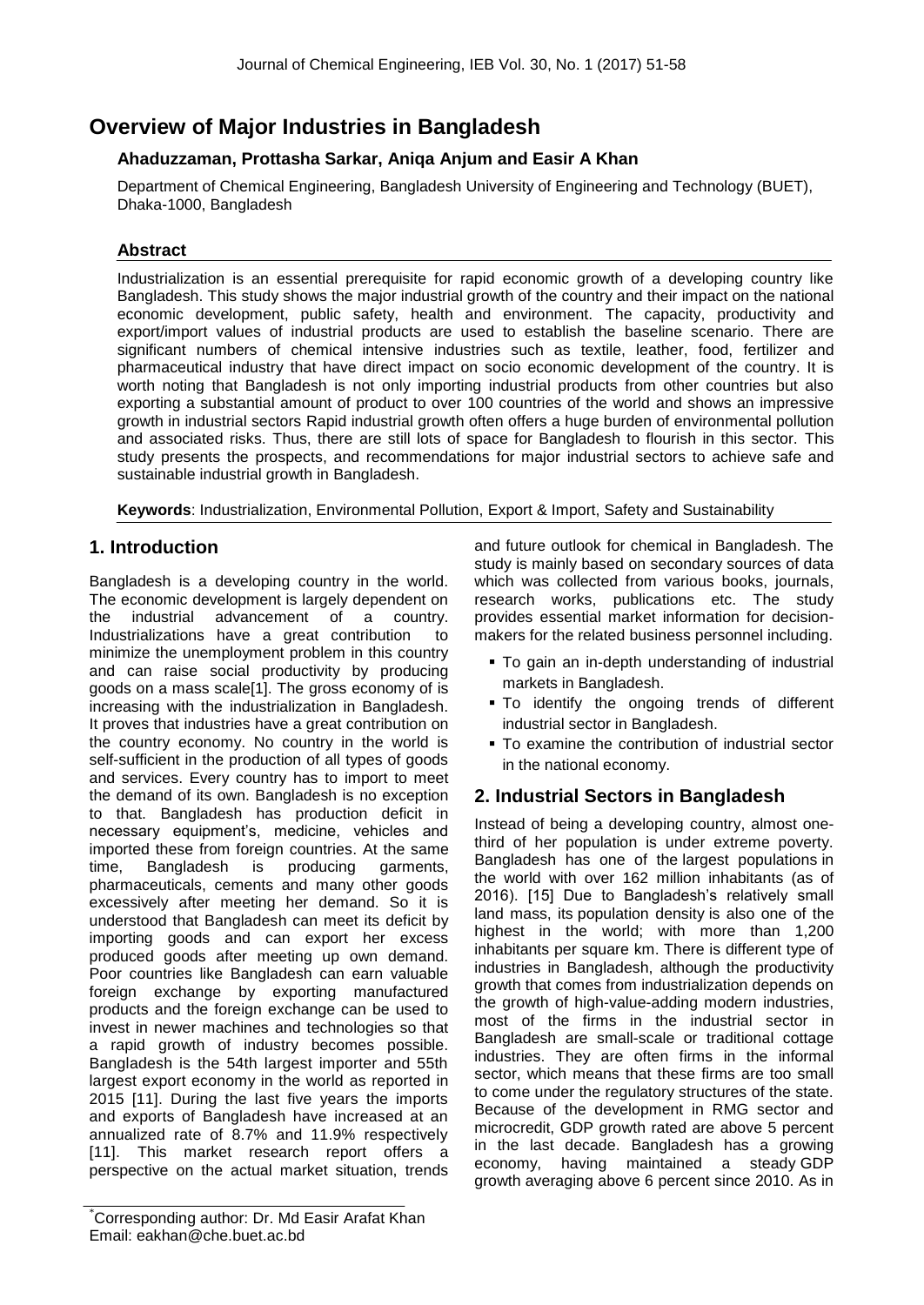# Overview of Major Industries in Bangladesh

**Ahaduzzaman, Prottasha Sarkar, Aniqa Anjum and Easir A Khan**

Department of Chemical Engineering, Bangladesh University of Engineering and Technology (BUET), Dhaka-1000, Bangladesh

## Abstract

Industrialization is an essential prerequisite for rapid economic growth of a developing country like Bangladesh. This study shows the major industrial growth of the country and their impact on the national economic development, public safety, health and environment. The capacity, productivity and export/import values of industrial products are used to establish the baseline scenario. There are significant numbers of chemical intensive industries such as textile, leather, food, fertilizer and pharmaceutical industry that have direct impact on socio economic development of the country. It is worth noting that Bangladesh is not only importing industrial products from other countries but also exporting a substantial amount of product to over 100 countries of the world and shows an impressive growth in industrial sectors Rapid industrial growth often offers a huge burden of environmental pollution and associated risks. Thus, there are still lots of space for Bangladesh to flourish in this sector. This study presents the prospects, and recommendations for major industrial sectors to achieve safe and sustainable industrial growth in Bangladesh.

**Keywords**: Industrialization, Environmental Pollution, Export & Import, Safety and Sustainability

## 1. Introduction

Bangladesh is a developing country in the world. The economic development is largely dependent on the industrial advancement of a country. Industrializations have a great contribution to minimize the unemployment problem in this country and can raise social productivity by producing goods on a mass scale[1]. The gross economy of is increasing with the industrialization in Bangladesh. It proves that industries have a great contribution on the country economy. No country in the world is self-sufficient in the production of all types of goods and services. Every country has to import to meet the demand of its own. Bangladesh is no exception to that. Bangladesh has production deficit in necessary equipment's, medicine, vehicles and imported these from foreign countries. At the same time, Bangladesh is producing garments, pharmaceuticals, cements and many other goods excessively after meeting her demand. So it is understood that Bangladesh can meet its deficit by importing goods and can export her excess produced goods after meeting up own demand. Poor countries like Bangladesh can earn valuable foreign exchange by exporting manufactured products and the foreign exchange can be used to invest in newer machines and technologies so that a rapid growth of industry becomes possible. Bangladesh is the 54th largest importer and 55th largest export economy in the world as reported in 2015 [11]. During the last five years the imports and exports of Bangladesh have increased at an annualized rate of 8.7% and 11.9% respectively [11]. This market research report offers a perspective on the actual market situation, trends and future outlook for chemical in Bangladesh. The study is mainly based on secondary sources of data which was collected from various books, journals, research works, publications etc. The study provides essential market information for decision-makers for the related business personnel including.

- To gain an in-depth understanding of industrial markets in Bangladesh.
- To identify the ongoing trends of different industrial sector in Bangladesh.
- To examine the contribution of industrial sector in the national economy.

## 2. Industrial Sectors in Bangladesh

Instead of being a developing country, almost one-third of her population is under extreme poverty. Bangladesh has one of the largest populations in the world with over 162 million inhabitants (as of 2016). [15] Due to Bangladesh's relatively small land mass, its population density is also one of the highest in the world; with more than 1,200 inhabitants per square km. There is different type of industries in Bangladesh, although the productivity growth that comes from industrialization depends on the growth of high-value-adding modern industries, most of the firms in the industrial sector in Bangladesh are small-scale or traditional cottage industries. They are often firms in the informal sector, which means that these firms are too small to come under the regulatory structures of the state. Because of the development in RMG sector and microcredit, GDP growth rated are above 5 percent in the last decade. Bangladesh has a growing economy, having maintained a steady GDP growth averaging above 6 percent since 2010. As in

*Corresponding author: Dr. Md Easir Arafat Khan
Email: eakhan@che.buet.ac.bd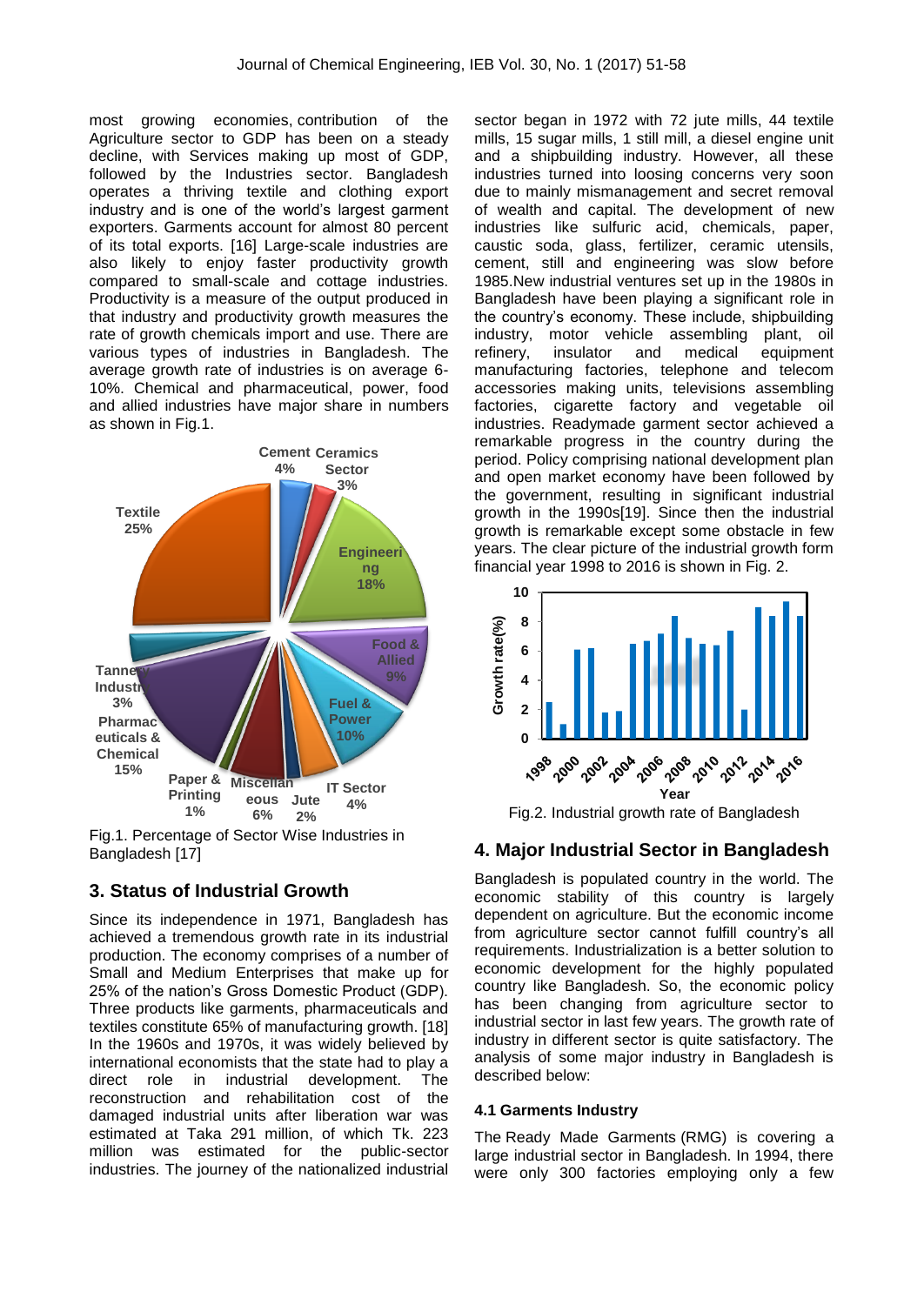most growing economies, contribution of the Agriculture sector to GDP has been on a steady decline, with Services making up most of GDP, followed by the Industries sector. Bangladesh operates a thriving textile and clothing export industry and is one of the world's largest garment exporters. Garments account for almost 80 percent of its total exports. [16] Large-scale industries are also likely to enjoy faster productivity growth compared to small-scale and cottage industries. Productivity is a measure of the output produced in that industry and productivity growth measures the rate of growth chemicals import and use. There are various types of industries in Bangladesh. The average growth rate of industries is on average 6-10%. Chemical and pharmaceutical, power, food and allied industries have major share in numbers as shown in Fig.1.

Fig.1. Percentage of Sector Wise Industries in Bangladesh [17]

## 3. Status of Industrial Growth

Since its independence in 1971, Bangladesh has achieved a tremendous growth rate in its industrial production. The economy comprises of a number of Small and Medium Enterprises that make up for 25% of the nation's Gross Domestic Product (GDP). Three products like garments, pharmaceuticals and textiles constitute 65% of manufacturing growth. [18] In the 1960s and 1970s, it was widely believed by international economists that the state had to play a direct role in industrial development. The reconstruction and rehabilitation cost of the damaged industrial units after liberation war was estimated at Taka 291 million, of which Tk. 223 million was estimated for the public-sector industries. The journey of the nationalized industrial sector began in 1972 with 72 jute mills, 44 textile mills, 15 sugar mills, 1 still mill, a diesel engine unit and a shipbuilding industry. However, all these industries turned into loosing concerns very soon due to mainly mismanagement and secret removal of wealth and capital. The development of new industries like sulfuric acid, chemicals, paper, caustic soda, glass, fertilizer, ceramic utensils, cement, still and engineering was slow before 1985.New industrial ventures set up in the 1980s in Bangladesh have been playing a significant role in the country's economy. These include, shipbuilding industry, motor vehicle assembling plant, oil refinery, insulator and medical equipment manufacturing factories, telephone and telecom accessories making units, televisions assembling factories, cigarette factory and vegetable oil industries. Readymade garment sector achieved a remarkable progress in the country during the period. Policy comprising national development plan and open market economy have been followed by the government, resulting in significant industrial growth in the 1990s[19]. Since then the industrial growth is remarkable except some obstacle in few years. The clear picture of the industrial growth form financial year 1998 to 2016 is shown in Fig. 2.

Fig.2. Industrial growth rate of Bangladesh

## 4. Major Industrial Sector in Bangladesh

Bangladesh is populated country in the world. The economic stability of this country is largely dependent on agriculture. But the economic income from agriculture sector cannot fulfill country's all requirements. Industrialization is a better solution to economic development for the highly populated country like Bangladesh. So, the economic policy has been changing from agriculture sector to industrial sector in last few years. The growth rate of industry in different sector is quite satisfactory. The analysis of some major industry in Bangladesh is described below:

### 4.1 Garments Industry

The Ready Made Garments (RMG) is covering a large industrial sector in Bangladesh. In 1994, there were only 300 factories employing only a few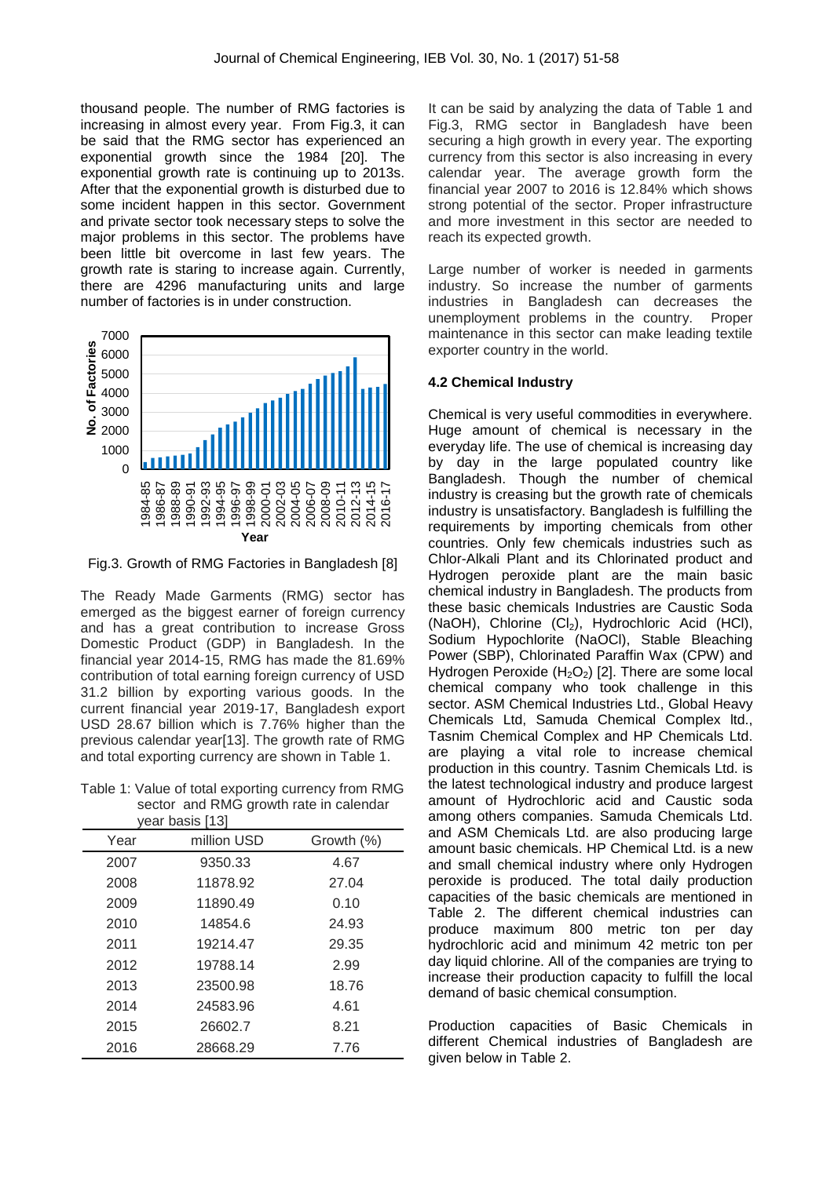thousand people. The number of RMG factories is increasing in almost every year. From Fig.3, it can be said that the RMG sector has experienced an exponential growth since the 1984 [20]. The exponential growth rate is continuing up to 2013s. After that the exponential growth is disturbed due to some incident happen in this sector. Government and private sector took necessary steps to solve the major problems in this sector. The problems have been little bit overcome in last few years. The growth rate is staring to increase again. Currently, there are 4296 manufacturing units and large number of factories is in under construction.

Fig.3. Growth of RMG Factories in Bangladesh [8]

The Ready Made Garments (RMG) sector has emerged as the biggest earner of foreign currency and has a great contribution to increase Gross Domestic Product (GDP) in Bangladesh. In the financial year 2014-15, RMG has made the 81.69% contribution of total earning foreign currency of USD 31.2 billion by exporting various goods. In the current financial year 2019-17, Bangladesh export USD 28.67 billion which is 7.76% higher than the previous calendar year[13]. The growth rate of RMG and total exporting currency are shown in Table 1.

Table 1: Value of total exporting currency from RMG sector and RMG growth rate in calendar year basis [13]

| Year | million USD | Growth (%) |
|---|---|---|
| 2007 | 9350.33 | 4.67 |
| 2008 | 11878.92 | 27.04 |
| 2009 | 11890.49 | 0.10 |
| 2010 | 14854.6 | 24.93 |
| 2011 | 19214.47 | 29.35 |
| 2012 | 19788.14 | 2.99 |
| 2013 | 23500.98 | 18.76 |
| 2014 | 24583.96 | 4.61 |
| 2015 | 26602.7 | 8.21 |
| 2016 | 28668.29 | 7.76 |

It can be said by analyzing the data of Table 1 and Fig.3, RMG sector in Bangladesh have been securing a high growth in every year. The exporting currency from this sector is also increasing in every calendar year. The average growth form the financial year 2007 to 2016 is 12.84% which shows strong potential of the sector. Proper infrastructure and more investment in this sector are needed to reach its expected growth.

Large number of worker is needed in garments industry. So increase the number of garments industries in Bangladesh can decreases the unemployment problems in the country. Proper maintenance in this sector can make leading textile exporter country in the world.

### 4.2 Chemical Industry

Chemical is very useful commodities in everywhere. Huge amount of chemical is necessary in the everyday life. The use of chemical is increasing day by day in the large populated country like Bangladesh. Though the number of chemical industry is creasing but the growth rate of chemicals industry is unsatisfactory. Bangladesh is fulfilling the requirements by importing chemicals from other countries. Only few chemicals industries such as Chlor-Alkali Plant and its Chlorinated product and Hydrogen peroxide plant are the main basic chemical industry in Bangladesh. The products from these basic chemicals Industries are Caustic Soda ($NaOH$), Chlorine ($Cl_2$), Hydrochloric Acid ($HCl$), Sodium Hypochlorite ($NaOCl$), Stable Bleaching Power (SBP), Chlorinated Paraffin Wax (CPW) and Hydrogen Peroxide ($H_2O_2$) [2]. There are some local chemical company who took challenge in this sector. ASM Chemical Industries Ltd., Global Heavy Chemicals Ltd, Samuda Chemical Complex ltd., Tasnim Chemical Complex and HP Chemicals Ltd. are playing a vital role to increase chemical production in this country. Tasnim Chemicals Ltd. is the latest technological industry and produce largest amount of Hydrochloric acid and Caustic soda among others companies. Samuda Chemicals Ltd. and ASM Chemicals Ltd. are also producing large amount basic chemicals. HP Chemical Ltd. is a new and small chemical industry where only Hydrogen peroxide is produced. The total daily production capacities of the basic chemicals are mentioned in Table 2. The different chemical industries can produce maximum 800 metric ton per day hydrochloric acid and minimum 42 metric ton per day liquid chlorine. All of the companies are trying to increase their production capacity to fulfill the local demand of basic chemical consumption.

Production capacities of Basic Chemicals in different Chemical industries of Bangladesh are given below in Table 2.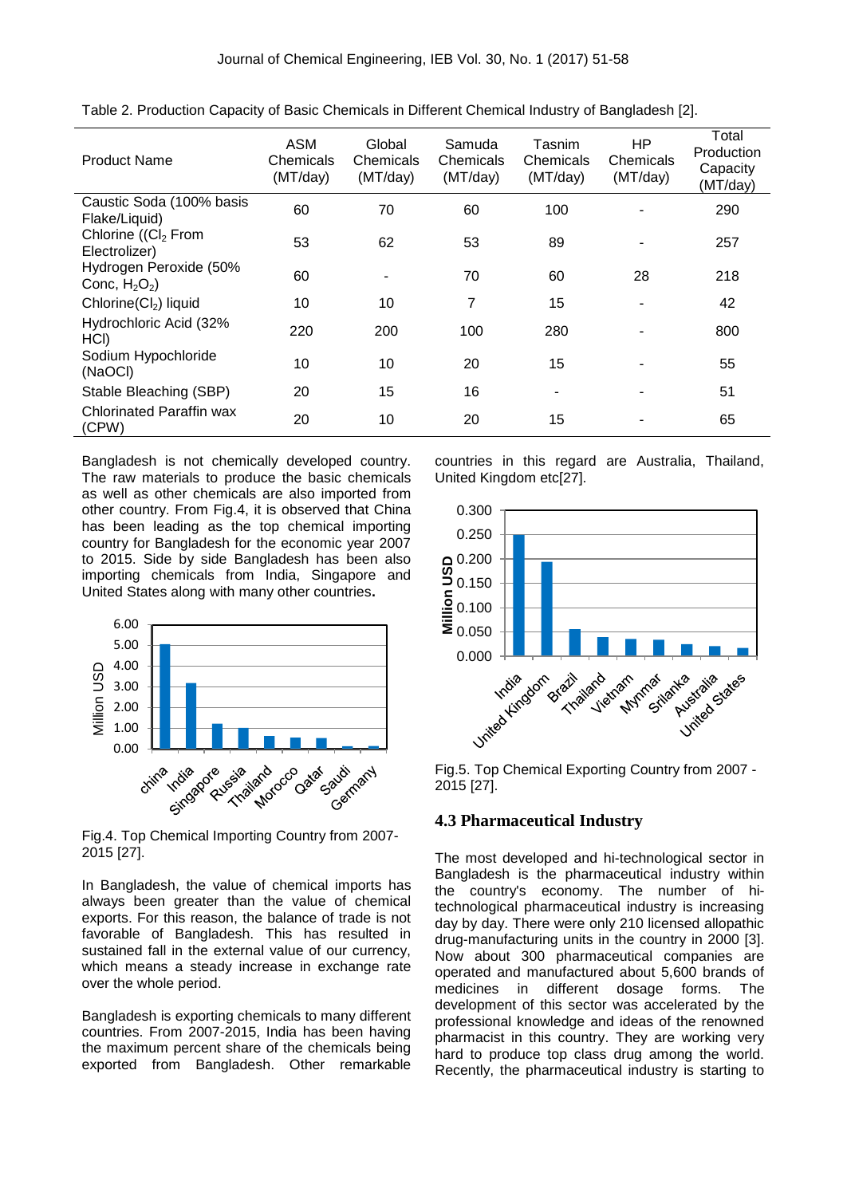Table 2. Production Capacity of Basic Chemicals in Different Chemical Industry of Bangladesh [2].

| Product Name | ASM Chemicals (MT/day) | Global Chemicals (MT/day) | Samuda Chemicals (MT/day) | Tasnim Chemicals (MT/day) | HP Chemicals (MT/day) | Total Production Capacity (MT/day) |
|---|---|---|---|---|---|---|
| Caustic Soda (100% basis Flake/Liquid) | 60 | 70 | 60 | 100 | - | 290 |
| Chlorine (($Cl_2$ From Electrolizer) | 53 | 62 | 53 | 89 | - | 257 |
| Hydrogen Peroxide (50% Conc, $H_2O_2$) | 60 | - | 70 | 60 | 28 | 218 |
| Chlorine($Cl_2$) liquid | 10 | 10 | 7 | 15 | - | 42 |
| Hydrochloric Acid (32% HCl) | 220 | 200 | 100 | 280 | - | 800 |
| Sodium Hypochloride (NaOCl) | 10 | 10 | 20 | 15 | - | 55 |
| Stable Bleaching (SBP) | 20 | 15 | 16 | - | - | 51 |
| Chlorinated Paraffin wax (CPW) | 20 | 10 | 20 | 15 | - | 65 |

Bangladesh is not chemically developed country. The raw materials to produce the basic chemicals as well as other chemicals are also imported from other country. From Fig.4, it is observed that China has been leading as the top chemical importing country for Bangladesh for the economic year 2007 to 2015. Side by side Bangladesh has been also importing chemicals from India, Singapore and United States along with many other countries.

Fig.4. Top Chemical Importing Country from 2007-2015 [27].

In Bangladesh, the value of chemical imports has always been greater than the value of chemical exports. For this reason, the balance of trade is not favorable of Bangladesh. This has resulted in sustained fall in the external value of our currency, which means a steady increase in exchange rate over the whole period.

Bangladesh is exporting chemicals to many different countries. From 2007-2015, India has been having the maximum percent share of the chemicals being exported from Bangladesh. Other remarkable countries in this regard are Australia, Thailand, United Kingdom etc[27].

Fig.5. Top Chemical Exporting Country from 2007 - 2015 [27].

### 4.3 Pharmaceutical Industry

The most developed and hi-technological sector in Bangladesh is the pharmaceutical industry within the country's economy. The number of hi-technological pharmaceutical industry is increasing day by day. There were only 210 licensed allopathic drug-manufacturing units in the country in 2000 [3]. Now about 300 pharmaceutical companies are operated and manufactured about 5,600 brands of medicines in different dosage forms. The development of this sector was accelerated by the professional knowledge and ideas of the renowned pharmacist in this country. They are working very hard to produce top class drug among the world. Recently, the pharmaceutical industry is starting to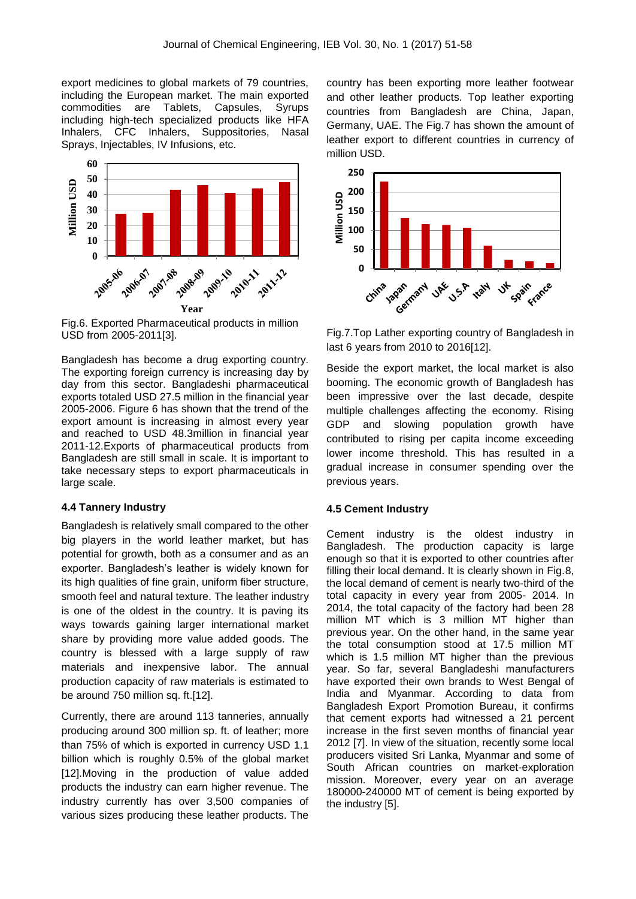export medicines to global markets of 79 countries, including the European market. The main exported commodities are Tablets, Capsules, Syrups including high-tech specialized products like HFA Inhalers, CFC Inhalers, Suppositories, Nasal Sprays, Injectables, IV Infusions, etc.

Fig.6. Exported Pharmaceutical products in million USD from 2005-2011[3].

Bangladesh has become a drug exporting country. The exporting foreign currency is increasing day by day from this sector. Bangladeshi pharmaceutical exports totaled USD 27.5 million in the financial year 2005-2006. Figure 6 has shown that the trend of the export amount is increasing in almost every year and reached to USD 48.3million in financial year 2011-12.Exports of pharmaceutical products from Bangladesh are still small in scale. It is important to take necessary steps to export pharmaceuticals in large scale.

### 4.4 Tannery Industry

Bangladesh is relatively small compared to the other big players in the world leather market, but has potential for growth, both as a consumer and as an exporter. Bangladesh's leather is widely known for its high qualities of fine grain, uniform fiber structure, smooth feel and natural texture. The leather industry is one of the oldest in the country. It is paving its ways towards gaining larger international market share by providing more value added goods. The country is blessed with a large supply of raw materials and inexpensive labor. The annual production capacity of raw materials is estimated to be around 750 million sq. ft.[12].

Currently, there are around 113 tanneries, annually producing around 300 million sp. ft. of leather; more than 75% of which is exported in currency USD 1.1 billion which is roughly 0.5% of the global market [12].Moving in the production of value added products the industry can earn higher revenue. The industry currently has over 3,500 companies of various sizes producing these leather products. The country has been exporting more leather footwear and other leather products. Top leather exporting countries from Bangladesh are China, Japan, Germany, UAE. The Fig.7 has shown the amount of leather export to different countries in currency of million USD.

Fig.7.Top Lather exporting country of Bangladesh in last 6 years from 2010 to 2016[12].

Beside the export market, the local market is also booming. The economic growth of Bangladesh has been impressive over the last decade, despite multiple challenges affecting the economy. Rising GDP and slowing population growth have contributed to rising per capita income exceeding lower income threshold. This has resulted in a gradual increase in consumer spending over the previous years.

### 4.5 Cement Industry

Cement industry is the oldest industry in Bangladesh. The production capacity is large enough so that it is exported to other countries after filling their local demand. It is clearly shown in Fig.8, the local demand of cement is nearly two-third of the total capacity in every year from 2005- 2014. In 2014, the total capacity of the factory had been 28 million MT which is 3 million MT higher than previous year. On the other hand, in the same year the total consumption stood at 17.5 million MT which is 1.5 million MT higher than the previous year. So far, several Bangladeshi manufacturers have exported their own brands to West Bengal of India and Myanmar. According to data from Bangladesh Export Promotion Bureau, it confirms that cement exports had witnessed a 21 percent increase in the first seven months of financial year 2012 [7]. In view of the situation, recently some local producers visited Sri Lanka, Myanmar and some of South African countries on market-exploration mission. Moreover, every year on an average 180000-240000 MT of cement is being exported by the industry [5].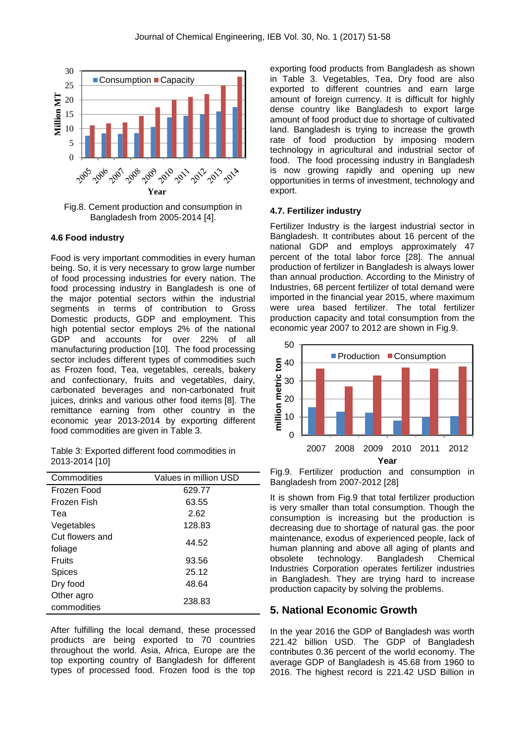Fig.8. Cement production and consumption in Bangladesh from 2005-2014 [4].

### 4.6 Food industry

Food is very important commodities in every human being. So, it is very necessary to grow large number of food processing industries for every nation. The food processing industry in Bangladesh is one of the major potential sectors within the industrial segments in terms of contribution to Gross Domestic products, GDP and employment. This high potential sector employs 2% of the national GDP and accounts for over 22% of all manufacturing production [10]. The food processing sector includes different types of commodities such as Frozen food, Tea, vegetables, cereals, bakery and confectionary, fruits and vegetables, dairy, carbonated beverages and non-carbonated fruit juices, drinks and various other food items [8]. The remittance earning from other country in the economic year 2013-2014 by exporting different food commodities are given in Table 3.

Table 3: Exported different food commodities in 2013-2014 [10]

| Commodities | Values in million USD |
|---|---|
| Frozen Food | 629.77 |
| Frozen Fish | 63.55 |
| Tea | 2.62 |
| Vegetables | 128.83 |
| Cut flowers and foliage | 44.52 |
| Fruits | 93.56 |
| Spices | 25.12 |
| Dry food | 48.64 |
| Other agro commodities | 238.83 |

After fulfilling the local demand, these processed products are being exported to 70 countries throughout the world. Asia, Africa, Europe are the top exporting country of Bangladesh for different types of processed food. Frozen food is the top exporting food products from Bangladesh as shown in Table 3. Vegetables, Tea, Dry food are also exported to different countries and earn large amount of foreign currency. It is difficult for highly dense country like Bangladesh to export large amount of food product due to shortage of cultivated land. Bangladesh is trying to increase the growth rate of food production by imposing modern technology in agricultural and industrial sector of food. The food processing industry in Bangladesh is now growing rapidly and opening up new opportunities in terms of investment, technology and export.

### 4.7. Fertilizer industry

Fertilizer Industry is the largest industrial sector in Bangladesh. It contributes about 16 percent of the national GDP and employs approximately 47 percent of the total labor force [28]. The annual production of fertilizer in Bangladesh is always lower than annual production. According to the Ministry of Industries, 68 percent fertilizer of total demand were imported in the financial year 2015, where maximum were urea based fertilizer. The total fertilizer production capacity and total consumption from the economic year 2007 to 2012 are shown in Fig.9.

Fig.9. Fertilizer production and consumption in Bangladesh from 2007-2012 [28]

It is shown from Fig.9 that total fertilizer production is very smaller than total consumption. Though the consumption is increasing but the production is decreasing due to shortage of natural gas. the poor maintenance, exodus of experienced people, lack of human planning and above all aging of plants and obsolete technology. Bangladesh Chemical Industries Corporation operates fertilizer industries in Bangladesh. They are trying hard to increase production capacity by solving the problems.

## 5. National Economic Growth

In the year 2016 the GDP of Bangladesh was worth 221.42 billion USD. The GDP of Bangladesh contributes 0.36 percent of the world economy. The average GDP of Bangladesh is 45.68 from 1960 to 2016. The highest record is 221.42 USD Billion in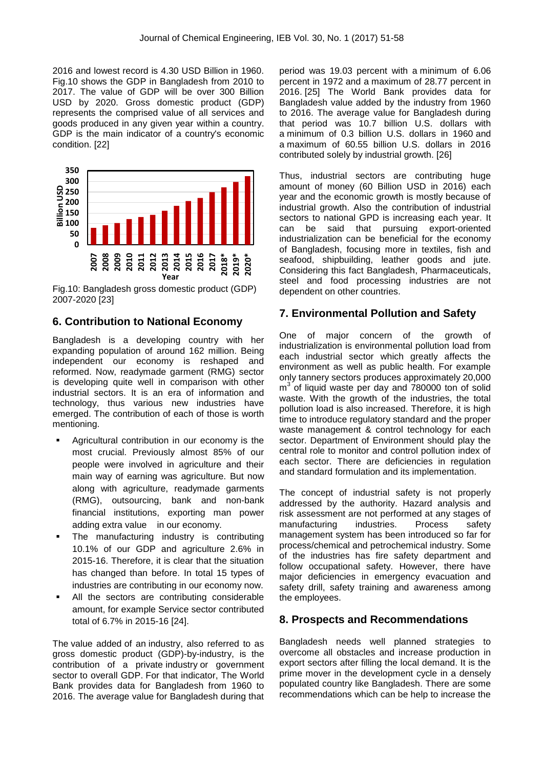2016 and lowest record is 4.30 USD Billion in 1960. Fig.10 shows the GDP in Bangladesh from 2010 to 2017. The value of GDP will be over 300 Billion USD by 2020. Gross domestic product (GDP) represents the comprised value of all services and goods produced in any given year within a country. GDP is the main indicator of a country's economic condition. [22]

Fig.10: Bangladesh gross domestic product (GDP) 2007-2020 [23]

## 6. Contribution to National Economy

Bangladesh is a developing country with her expanding population of around 162 million. Being independent our economy is reshaped and reformed. Now, readymade garment (RMG) sector is developing quite well in comparison with other industrial sectors. It is an era of information and technology, thus various new industries have emerged. The contribution of each of those is worth mentioning.

- Agricultural contribution in our economy is the most crucial. Previously almost 85% of our people were involved in agriculture and their main way of earning was agriculture. But now along with agriculture, readymade garments (RMG), outsourcing, bank and non-bank financial institutions, exporting man power adding extra value in our economy.
- The manufacturing industry is contributing 10.1% of our GDP and agriculture 2.6% in 2015-16. Therefore, it is clear that the situation has changed than before. In total 15 types of industries are contributing in our economy now.
- All the sectors are contributing considerable amount, for example Service sector contributed total of 6.7% in 2015-16 [24].

The value added of an industry, also referred to as gross domestic product (GDP)-by-industry, is the contribution of a private industry or government sector to overall GDP. For that indicator, The World Bank provides data for Bangladesh from 1960 to 2016. The average value for Bangladesh during that period was 19.03 percent with a minimum of 6.06 percent in 1972 and a maximum of 28.77 percent in 2016. [25] The World Bank provides data for Bangladesh value added by the industry from 1960 to 2016. The average value for Bangladesh during that period was 10.7 billion U.S. dollars with a minimum of 0.3 billion U.S. dollars in 1960 and a maximum of 60.55 billion U.S. dollars in 2016 contributed solely by industrial growth. [26]

Thus, industrial sectors are contributing huge amount of money (60 Billion USD in 2016) each year and the economic growth is mostly because of industrial growth. Also the contribution of industrial sectors to national GPD is increasing each year. It can be said that pursuing export-oriented industrialization can be beneficial for the economy of Bangladesh, focusing more in textiles, fish and seafood, shipbuilding, leather goods and jute. Considering this fact Bangladesh, Pharmaceuticals, steel and food processing industries are not dependent on other countries.

## 7. Environmental Pollution and Safety

One of major concern of the growth of industrialization is environmental pollution load from each industrial sector which greatly affects the environment as well as public health. For example only tannery sectors produces approximately 20,000 $m^3$ of liquid waste per day and 780000 ton of solid waste. With the growth of the industries, the total pollution load is also increased. Therefore, it is high time to introduce regulatory standard and the proper waste management & control technology for each sector. Department of Environment should play the central role to monitor and control pollution index of each sector. There are deficiencies in regulation and standard formulation and its implementation.

The concept of industrial safety is not properly addressed by the authority. Hazard analysis and risk assessment are not performed at any stages of manufacturing industries. Process safety management system has been introduced so far for process/chemical and petrochemical industry. Some of the industries has fire safety department and follow occupational safety. However, there have major deficiencies in emergency evacuation and safety drill, safety training and awareness among the employees.

## 8. Prospects and Recommendations

Bangladesh needs well planned strategies to overcome all obstacles and increase production in export sectors after filling the local demand. It is the prime mover in the development cycle in a densely populated country like Bangladesh. There are some recommendations which can be help to increase the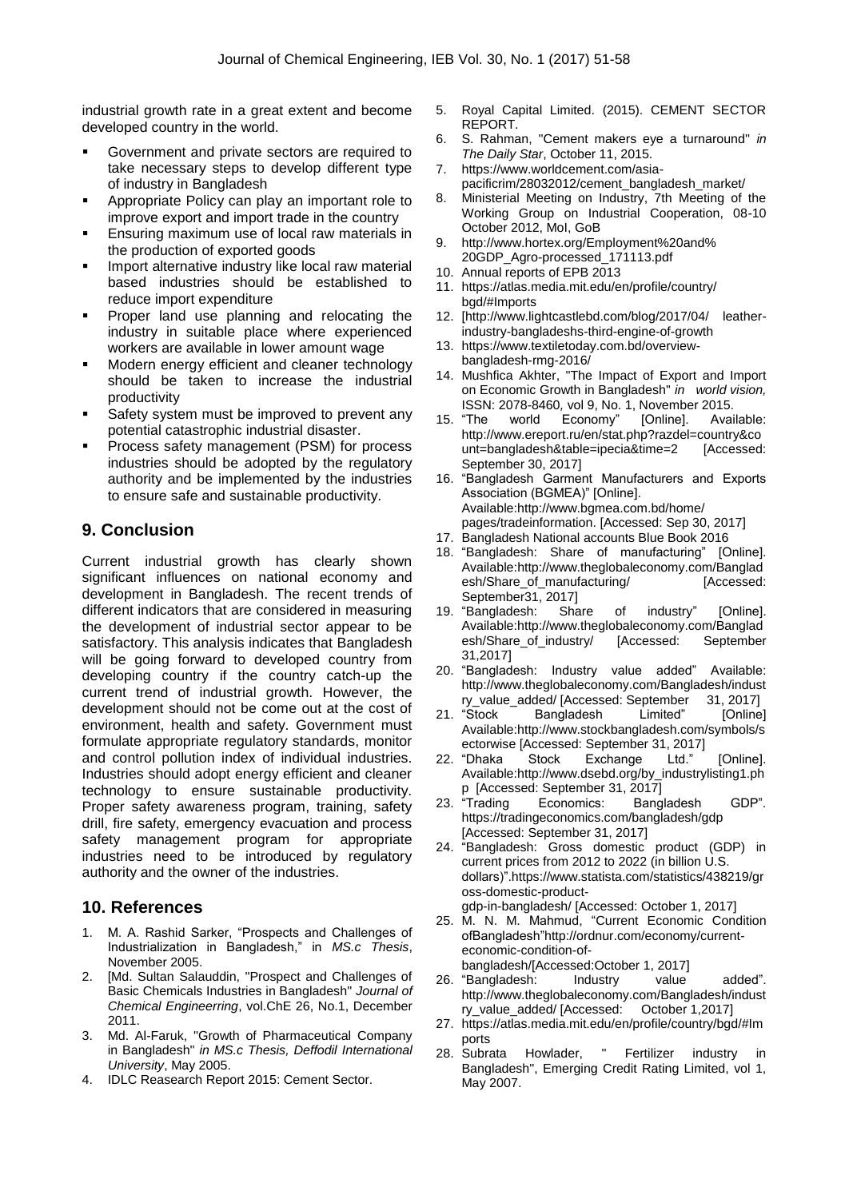industrial growth rate in a great extent and become developed country in the world.

- Government and private sectors are required to take necessary steps to develop different type of industry in Bangladesh
- Appropriate Policy can play an important role to improve export and import trade in the country
- Ensuring maximum use of local raw materials in the production of exported goods
- Import alternative industry like local raw material based industries should be established to reduce import expenditure
- Proper land use planning and relocating the industry in suitable place where experienced workers are available in lower amount wage
- Modern energy efficient and cleaner technology should be taken to increase the industrial productivity
- Safety system must be improved to prevent any potential catastrophic industrial disaster.
- Process safety management (PSM) for process industries should be adopted by the regulatory authority and be implemented by the industries to ensure safe and sustainable productivity.

## 9. Conclusion

Current industrial growth has clearly shown significant influences on national economy and development in Bangladesh. The recent trends of different indicators that are considered in measuring the development of industrial sector appear to be satisfactory. This analysis indicates that Bangladesh will be going forward to developed country from developing country if the country catch-up the current trend of industrial growth. However, the development should not be come out at the cost of environment, health and safety. Government must formulate appropriate regulatory standards, monitor and control pollution index of individual industries. Industries should adopt energy efficient and cleaner technology to ensure sustainable productivity. Proper safety awareness program, training, safety drill, fire safety, emergency evacuation and process safety management program for appropriate industries need to be introduced by regulatory authority and the owner of the industries.

## 10. References

1. M. A. Rashid Sarker, "Prospects and Challenges of Industrialization in Bangladesh," in *MS.c Thesis*, November 2005.
2. [Md. Sultan Salauddin, "Prospect and Challenges of Basic Chemicals Industries in Bangladesh" *Journal of Chemical Engineerring*, vol.ChE 26, No.1, December 2011.
3. Md. Al-Faruk, "Growth of Pharmaceutical Company in Bangladesh" *in MS.c Thesis, Deffodil International University*, May 2005.
4. IDLC Reasearch Report 2015: Cement Sector.
5. Royal Capital Limited. (2015). CEMENT SECTOR REPORT.
6. S. Rahman, "Cement makers eye a turnaround" *in The Daily Star*, October 11, 2015.
7. https://www.worldcement.com/asia-pacificrim/28032012/cement_bangladesh_market/
8. Ministerial Meeting on Industry, 7th Meeting of the Working Group on Industrial Cooperation, 08-10 October 2012, MoI, GoB
9. http://www.hortex.org/Employment%20and%20GDP_Agro-processed_171113.pdf
10. Annual reports of EPB 2013
11. https://atlas.media.mit.edu/en/profile/country/bgd/#Imports
12. [http://www.lightcastlebd.com/blog/2017/04/ leather-industry-bangladeshs-third-engine-of-growth
13. https://www.textiletoday.com.bd/overview-bangladesh-rmg-2016/
14. Mushfica Akhter, "The Impact of Export and Import on Economic Growth in Bangladesh" *in world vision,* ISSN: 2078-8460*,* vol 9, No. 1, November 2015.
15. "The world Economy" [Online]. Available: http://www.ereport.ru/en/stat.php?razdel=country&count=bangladesh&table=ipecia&time=2 [Accessed: September 30, 2017]
16. "Bangladesh Garment Manufacturers and Exports Association (BGMEA)" [Online]. Available:http://www.bgmea.com.bd/home/pages/tradeinformation. [Accessed: Sep 30, 2017]
17. Bangladesh National accounts Blue Book 2016
18. "Bangladesh: Share of manufacturing" [Online]. Available:http://www.theglobaleconomy.com/Bangladesh/Share_of_manufacturing/ [Accessed: September31, 2017]
19. "Bangladesh: Share of industry" [Online]. Available:http://www.theglobaleconomy.com/Bangladesh/Share_of_industry/ [Accessed: September 31,2017]
20. "Bangladesh: Industry value added" Available: http://www.theglobaleconomy.com/Bangladesh/industry_value_added/ [Accessed: September 31, 2017]
21. "Stock Bangladesh Limited" [Online] Available:http://www.stockbangladesh.com/symbols/sectorwise [Accessed: September 31, 2017]
22. "Dhaka Stock Exchange Ltd." [Online]. Available:http://www.dsebd.org/by_industrylisting1.php [Accessed: September 31, 2017]
23. "Trading Economics: Bangladesh GDP". https://tradingeconomics.com/bangladesh/gdp [Accessed: September 31, 2017]
24. "Bangladesh: Gross domestic product (GDP) in current prices from 2012 to 2022 (in billion U.S. dollars)".https://www.statista.com/statistics/438219/gross-domestic-product-gdp-in-bangladesh/ [Accessed: October 1, 2017]
25. M. N. M. Mahmud, "Current Economic Condition ofBangladesh"http://ordnur.com/economy/current-economic-condition-of-bangladesh/[Accessed:October 1, 2017]
26. "Bangladesh: Industry value added". http://www.theglobaleconomy.com/Bangladesh/industry_value_added/ [Accessed: October 1,2017]
27. https://atlas.media.mit.edu/en/profile/country/bgd/#Imports
28. Subrata Howlader, " Fertilizer industry in Bangladesh", Emerging Credit Rating Limited, vol 1, May 2007.